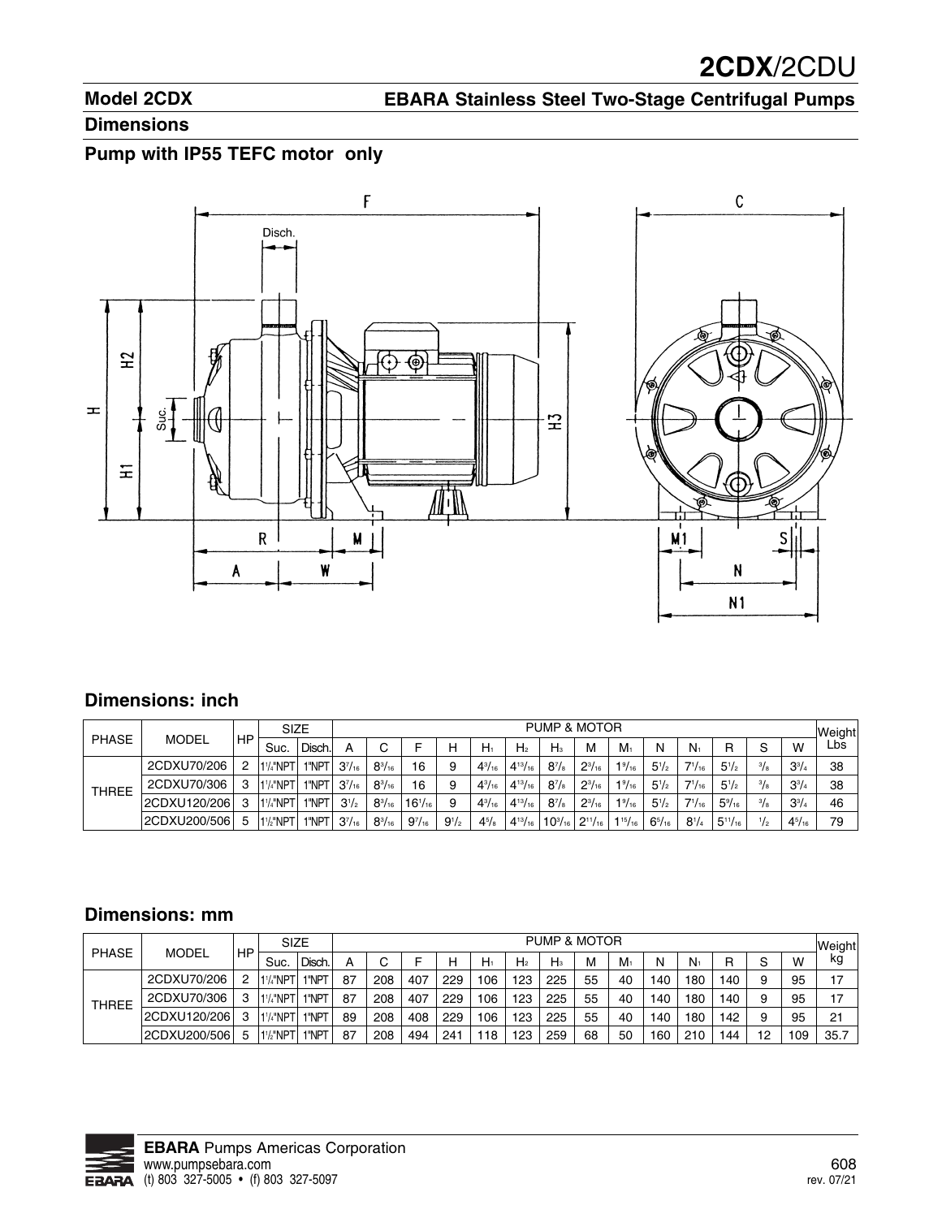# 2CDX/2CDU

## Model 2CDX — EBARA Stainless Steel Two-Stage Centrifugal Pumps

### Dimensions

### Pump with IP55 TEFC motor only

### Dimensions: inch

| PHASE | MODEL | HP | SIZE | | PUMP & MOTOR | | | | | | | | | | | | | | | Weight |
|---|---|---|---|---|---|---|---|---|---|---|---|---|---|---|---|---|---|---|---|---|
| | | | Suc. | Disch. | A | C | F | H | $H_1$ | $H_2$ | $H_3$ | M | $M_1$ | N | $N_1$ | R | S | W | Lbs |
| THREE | 2CDXU70/206 | 2 | 1¼"NPT | 1"NPT | 3 7/16 | 8 3/16 | 16 | 9 | 4 3/16 | 4 13/16 | 8 7/8 | 2 3/16 | 1 9/16 | 5 1/2 | 7 1/16 | 5 1/2 | 3/8 | 3 3/4 | 38 |
| | 2CDXU70/306 | 3 | 1¼"NPT | 1"NPT | 3 7/16 | 8 3/16 | 16 | 9 | 4 3/16 | 4 13/16 | 8 7/8 | 2 3/16 | 1 9/16 | 5 1/2 | 7 1/16 | 5 1/2 | 3/8 | 3 3/4 | 38 |
| | 2CDXU120/206 | 3 | 1¼"NPT | 1"NPT | 3 1/2 | 8 3/16 | 16 1/16 | 9 | 4 3/16 | 4 13/16 | 8 7/8 | 2 3/16 | 1 9/16 | 5 1/2 | 7 1/16 | 5 9/16 | 3/8 | 3 3/4 | 46 |
| | 2CDXU200/506 | 5 | 1½"NPT | 1"NPT | 3 7/16 | 8 3/16 | 9 7/16 | 9 1/2 | 4 5/8 | 4 13/16 | 10 3/16 | 2 11/16 | 1 15/16 | 6 5/16 | 8 1/4 | 5 11/16 | 1/2 | 4 5/16 | 79 |

### Dimensions: mm

| PHASE | MODEL | HP | SIZE | | PUMP & MOTOR | | | | | | | | | | | | | | | Weight |
|---|---|---|---|---|---|---|---|---|---|---|---|---|---|---|---|---|---|---|---|---|
| | | | Suc. | Disch. | A | C | F | H | $H_1$ | $H_2$ | $H_3$ | M | $M_1$ | N | $N_1$ | R | S | W | kg |
| THREE | 2CDXU70/206 | 2 | 1¼"NPT | 1"NPT | 87 | 208 | 407 | 229 | 106 | 123 | 225 | 55 | 40 | 140 | 180 | 140 | 9 | 95 | 17 |
| | 2CDXU70/306 | 3 | 1¼"NPT | 1"NPT | 87 | 208 | 407 | 229 | 106 | 123 | 225 | 55 | 40 | 140 | 180 | 140 | 9 | 95 | 17 |
| | 2CDXU120/206 | 3 | 1¼"NPT | 1"NPT | 89 | 208 | 408 | 229 | 106 | 123 | 225 | 55 | 40 | 140 | 180 | 142 | 9 | 95 | 21 |
| | 2CDXU200/506 | 5 | 1½"NPT | 1"NPT | 87 | 208 | 494 | 241 | 118 | 123 | 259 | 68 | 50 | 160 | 210 | 144 | 12 | 109 | 35.7 |

**EBARA** Pumps Americas Corporation
www.pumpsebara.com
(t) 803 327-5005 • (f) 803 327-5097

rev. 07/21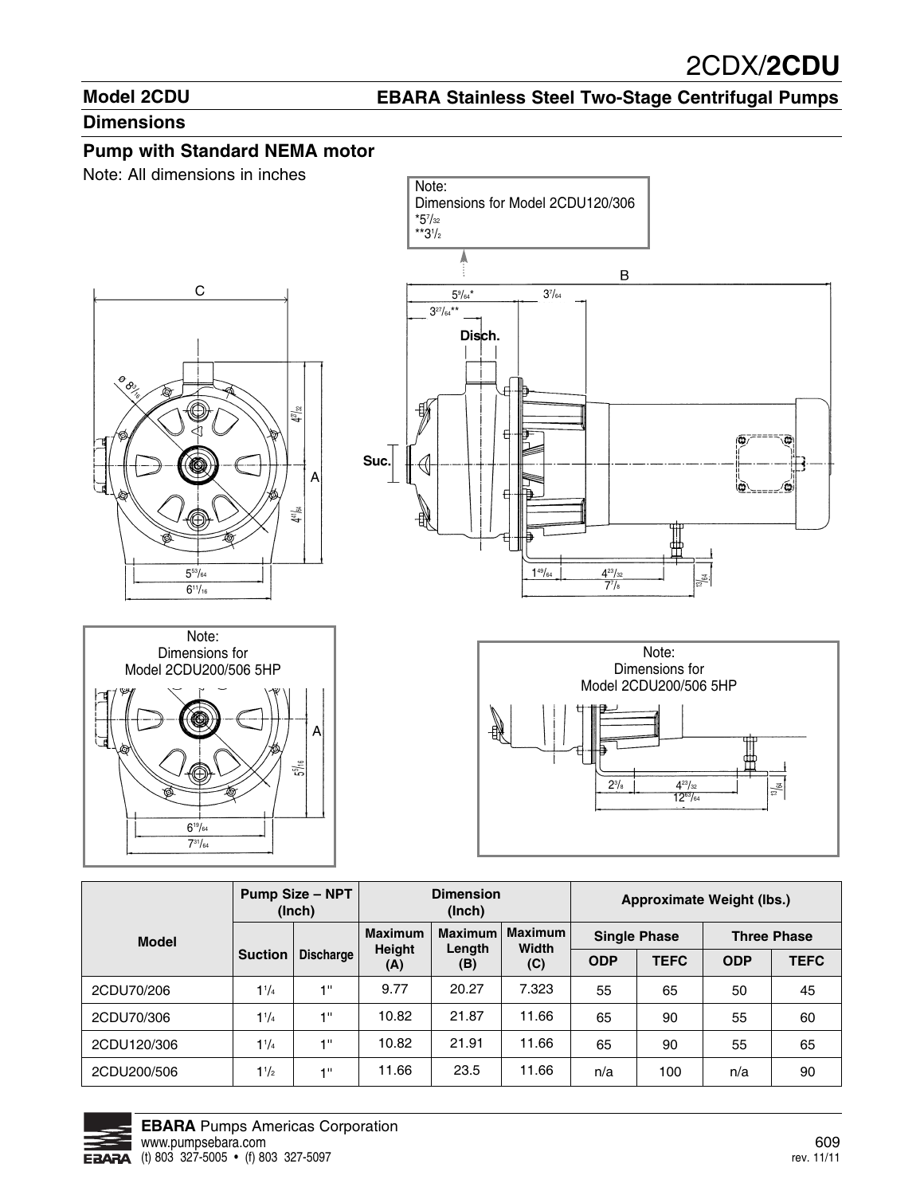# 2CDX/2CDU

## Model 2CDU — EBARA Stainless Steel Two-Stage Centrifugal Pumps

### Dimensions

### Pump with Standard NEMA motor

Note: All dimensions in inches

Note:
Dimensions for Model 2CDU120/306
*5 7/32
**3 1/2

Note:
Dimensions for
Model 2CDU200/506 5HP

Note:
Dimensions for
Model 2CDU200/506 5HP

| Model | Pump Size – NPT (Inch) | | Dimension (Inch) | | | Approximate Weight (lbs.) | | | |
|---|---|---|---|---|---|---|---|---|---|
| | | | | | | Single Phase | | Three Phase | |
| | Suction | Discharge | Maximum Height (A) | Maximum Length (B) | Maximum Width (C) | ODP | TEFC | ODP | TEFC |
| 2CDU70/206 | 1 1/4 | 1" | 9.77 | 20.27 | 7.323 | 55 | 65 | 50 | 45 |
| 2CDU70/306 | 1 1/4 | 1" | 10.82 | 21.87 | 11.66 | 65 | 90 | 55 | 60 |
| 2CDU120/306 | 1 1/4 | 1" | 10.82 | 21.91 | 11.66 | 65 | 90 | 55 | 65 |
| 2CDU200/506 | 1 1/2 | 1" | 11.66 | 23.5 | 11.66 | n/a | 100 | n/a | 90 |

**EBARA** Pumps Americas Corporation
www.pumpsebara.com
(t) 803 327-5005 • (f) 803 327-5097

rev. 11/11